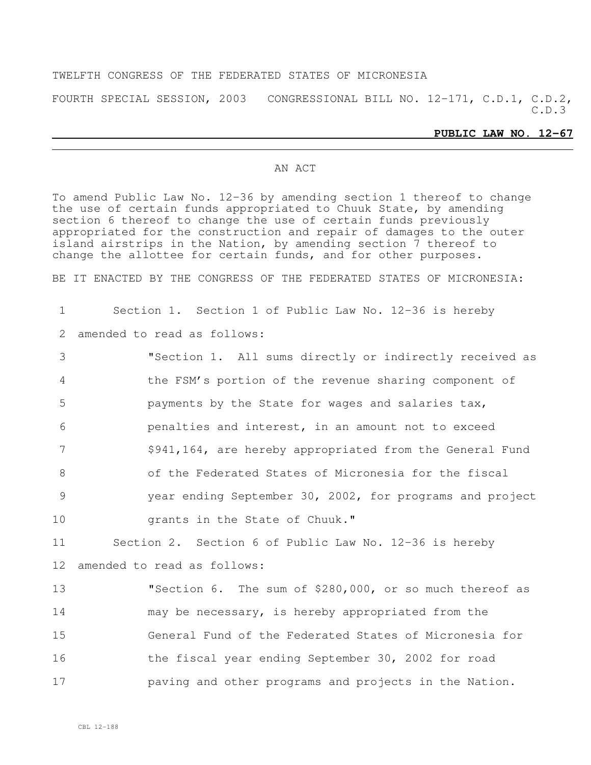TWELFTH CONGRESS OF THE FEDERATED STATES OF MICRONESIA

FOURTH SPECIAL SESSION, 2003 CONGRESSIONAL BILL NO. 12-171, C.D.1, C.D.2, C.D.3

**PUBLIC LAW NO. 12-67**

AN ACT

To amend Public Law No. 12-36 by amending section 1 thereof to change the use of certain funds appropriated to Chuuk State, by amending section 6 thereof to change the use of certain funds previously appropriated for the construction and repair of damages to the outer island airstrips in the Nation, by amending section 7 thereof to change the allottee for certain funds, and for other purposes.

BE IT ENACTED BY THE CONGRESS OF THE FEDERATED STATES OF MICRONESIA:

1 Section 1. Section 1 of Public Law No. 12-36 is hereby
2 amended to read as follows:
3 "Section 1. All sums directly or indirectly received as
4 the FSM's portion of the revenue sharing component of
5 payments by the State for wages and salaries tax,
6 penalties and interest, in an amount not to exceed
7 $941,164, are hereby appropriated from the General Fund
8 of the Federated States of Micronesia for the fiscal
9 year ending September 30, 2002, for programs and project
10 grants in the State of Chuuk."
11 Section 2. Section 6 of Public Law No. 12-36 is hereby
12 amended to read as follows:
13 "Section 6. The sum of $280,000, or so much thereof as
14 may be necessary, is hereby appropriated from the
15 General Fund of the Federated States of Micronesia for
16 the fiscal year ending September 30, 2002 for road
17 paving and other programs and projects in the Nation.

CBL 12-188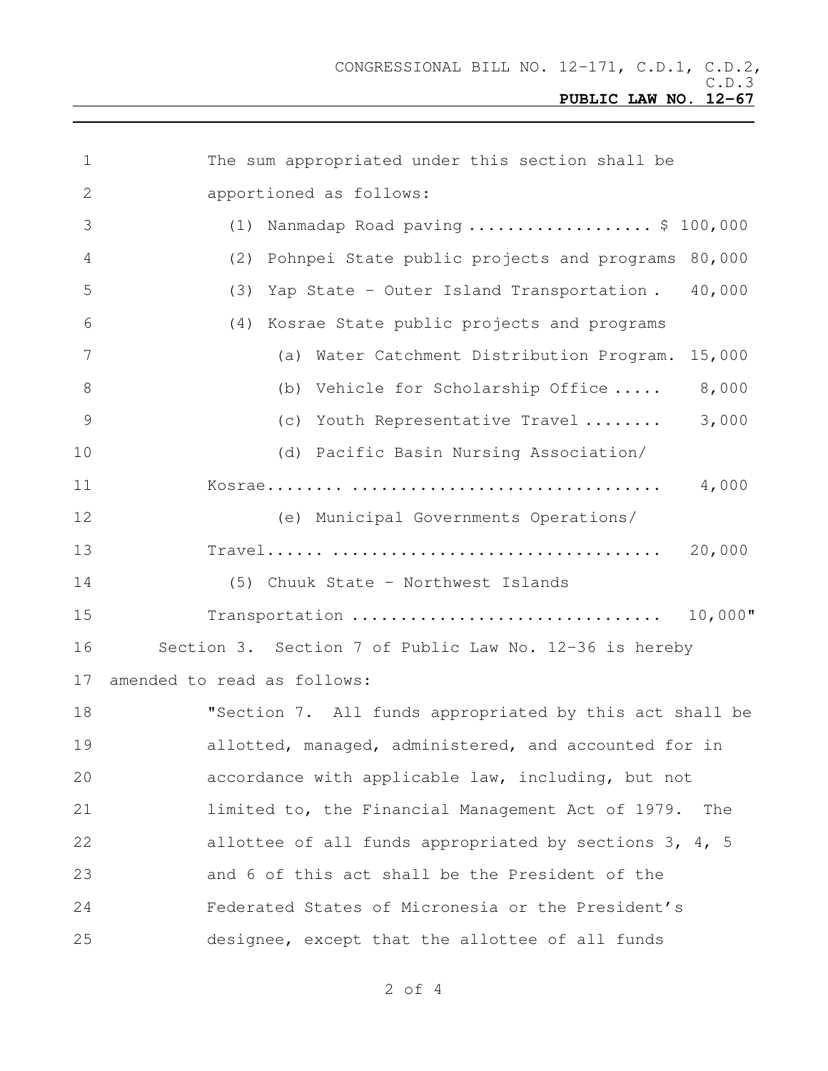The sum appropriated under this section shall be apportioned as follows:

(1) Nanmadap Road paving .................. $ 100,000

(2) Pohnpei State public projects and programs 80,000

(3) Yap State - Outer Island Transportation . 40,000

(4) Kosrae State public projects and programs

(a) Water Catchment Distribution Program. 15,000

(b) Vehicle for Scholarship Office ..... 8,000

(c) Youth Representative Travel ........ 3,000

(d) Pacific Basin Nursing Association/ Kosrae........ ............................... 4,000

(e) Municipal Governments Operations/ Travel...... ................................. 20,000

(5) Chuuk State - Northwest Islands Transportation ............................... 10,000"

Section 3. Section 7 of Public Law No. 12-36 is hereby amended to read as follows:

"Section 7. All funds appropriated by this act shall be allotted, managed, administered, and accounted for in accordance with applicable law, including, but not limited to, the Financial Management Act of 1979. The allottee of all funds appropriated by sections 3, 4, 5 and 6 of this act shall be the President of the Federated States of Micronesia or the President's designee, except that the allottee of all funds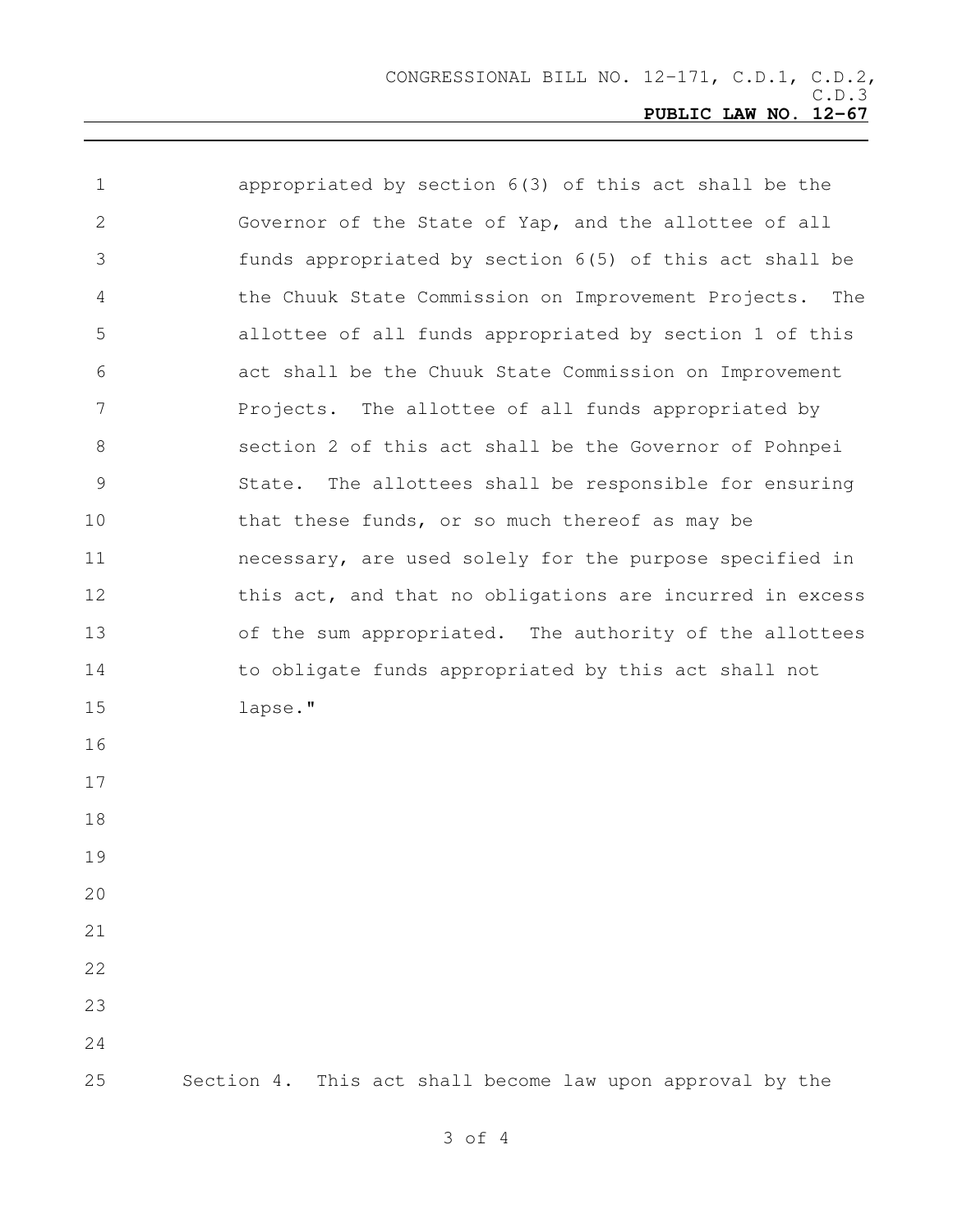appropriated by section 6(3) of this act shall be the Governor of the State of Yap, and the allottee of all funds appropriated by section 6(5) of this act shall be the Chuuk State Commission on Improvement Projects. The allottee of all funds appropriated by section 1 of this act shall be the Chuuk State Commission on Improvement Projects. The allottee of all funds appropriated by section 2 of this act shall be the Governor of Pohnpei State. The allottees shall be responsible for ensuring that these funds, or so much thereof as may be necessary, are used solely for the purpose specified in this act, and that no obligations are incurred in excess of the sum appropriated. The authority of the allottees to obligate funds appropriated by this act shall not lapse."

Section 4. This act shall become law upon approval by the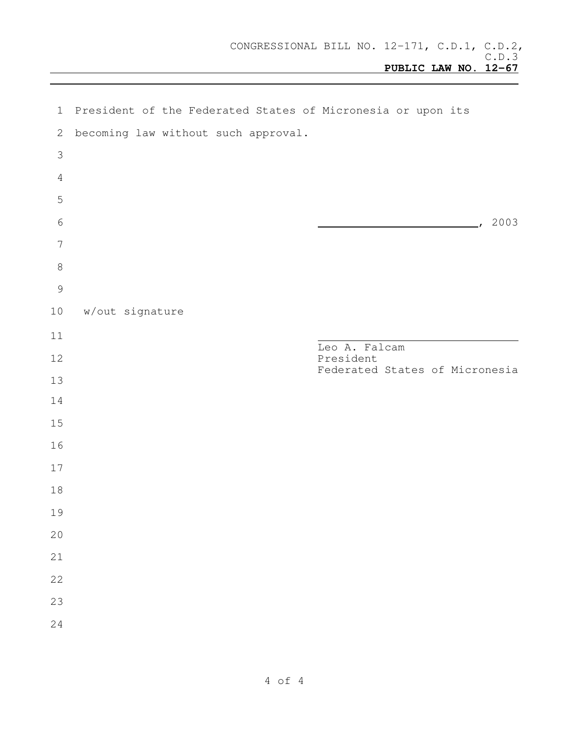President of the Federated States of Micronesia or upon its becoming law without such approval.

_________________________, 2003

w/out signature

_________________________
Leo A. Falcam
President
Federated States of Micronesia